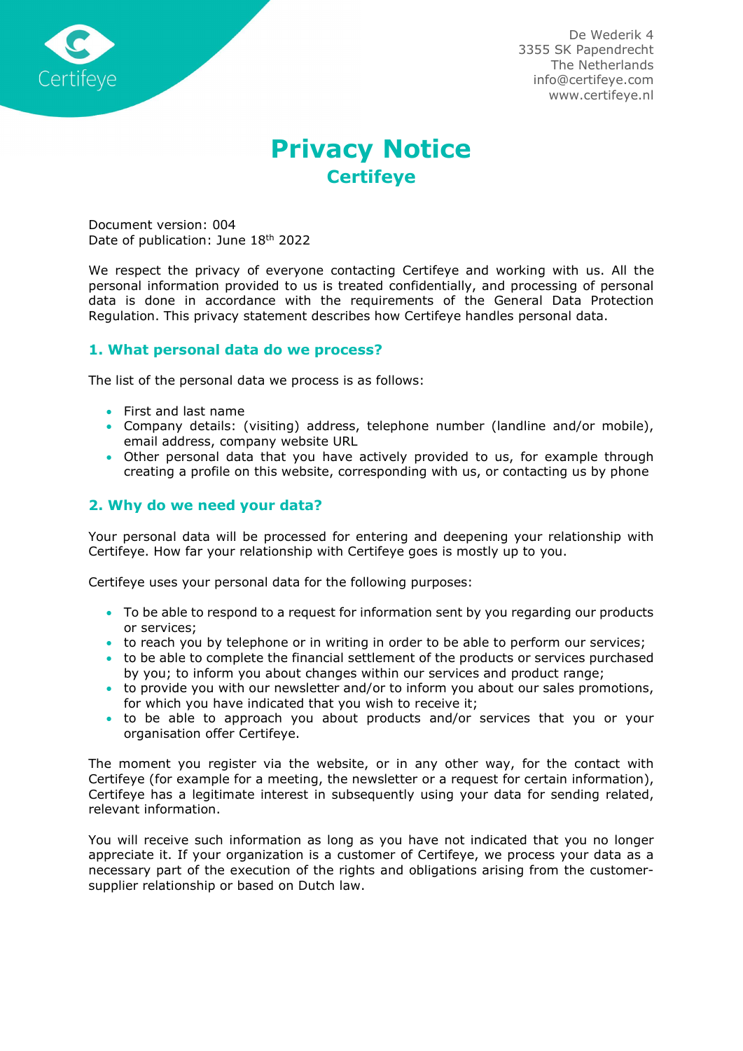Certifeye

De Wederik 4
3355 SK Papendrecht
The Netherlands
info@certifeye.com
www.certifeye.nl

# Privacy Notice

## Certifeye

Document version: 004
Date of publication: June 18th 2022

We respect the privacy of everyone contacting Certifeye and working with us. All the personal information provided to us is treated confidentially, and processing of personal data is done in accordance with the requirements of the General Data Protection Regulation. This privacy statement describes how Certifeye handles personal data.

### 1. What personal data do we process?

The list of the personal data we process is as follows:

- First and last name
- Company details: (visiting) address, telephone number (landline and/or mobile), email address, company website URL
- Other personal data that you have actively provided to us, for example through creating a profile on this website, corresponding with us, or contacting us by phone

### 2. Why do we need your data?

Your personal data will be processed for entering and deepening your relationship with Certifeye. How far your relationship with Certifeye goes is mostly up to you.

Certifeye uses your personal data for the following purposes:

- To be able to respond to a request for information sent by you regarding our products or services;
- to reach you by telephone or in writing in order to be able to perform our services;
- to be able to complete the financial settlement of the products or services purchased by you; to inform you about changes within our services and product range;
- to provide you with our newsletter and/or to inform you about our sales promotions, for which you have indicated that you wish to receive it;
- to be able to approach you about products and/or services that you or your organisation offer Certifeye.

The moment you register via the website, or in any other way, for the contact with Certifeye (for example for a meeting, the newsletter or a request for certain information), Certifeye has a legitimate interest in subsequently using your data for sending related, relevant information.

You will receive such information as long as you have not indicated that you no longer appreciate it. If your organization is a customer of Certifeye, we process your data as a necessary part of the execution of the rights and obligations arising from the customer-supplier relationship or based on Dutch law.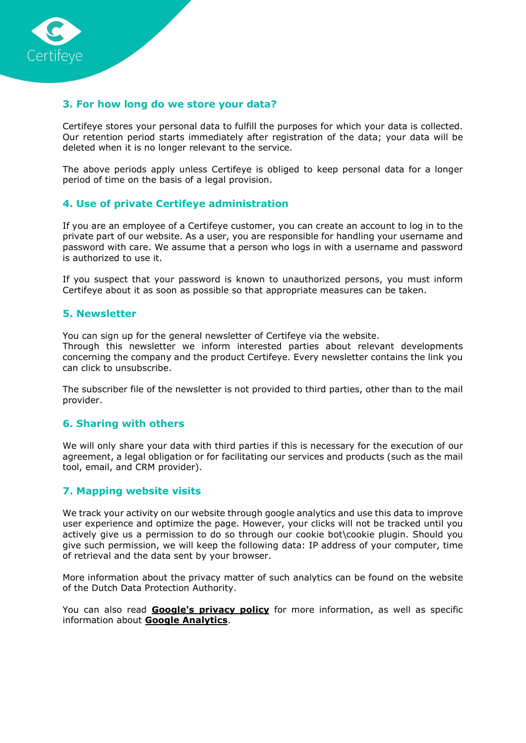## 3. For how long do we store your data?

Certifeye stores your personal data to fulfill the purposes for which your data is collected. Our retention period starts immediately after registration of the data; your data will be deleted when it is no longer relevant to the service.

The above periods apply unless Certifeye is obliged to keep personal data for a longer period of time on the basis of a legal provision.

## 4. Use of private Certifeye administration

If you are an employee of a Certifeye customer, you can create an account to log in to the private part of our website. As a user, you are responsible for handling your username and password with care. We assume that a person who logs in with a username and password is authorized to use it.

If you suspect that your password is known to unauthorized persons, you must inform Certifeye about it as soon as possible so that appropriate measures can be taken.

## 5. Newsletter

You can sign up for the general newsletter of Certifeye via the website.
Through this newsletter we inform interested parties about relevant developments concerning the company and the product Certifeye. Every newsletter contains the link you can click to unsubscribe.

The subscriber file of the newsletter is not provided to third parties, other than to the mail provider.

## 6. Sharing with others

We will only share your data with third parties if this is necessary for the execution of our agreement, a legal obligation or for facilitating our services and products (such as the mail tool, email, and CRM provider).

## 7. Mapping website visits

We track your activity on our website through google analytics and use this data to improve user experience and optimize the page. However, your clicks will not be tracked until you actively give us a permission to do so through our cookie bot\cookie plugin. Should you give such permission, we will keep the following data: IP address of your computer, time of retrieval and the data sent by your browser.

More information about the privacy matter of such analytics can be found on the website of the Dutch Data Protection Authority.

You can also read **Google's privacy policy** for more information, as well as specific information about **Google Analytics**.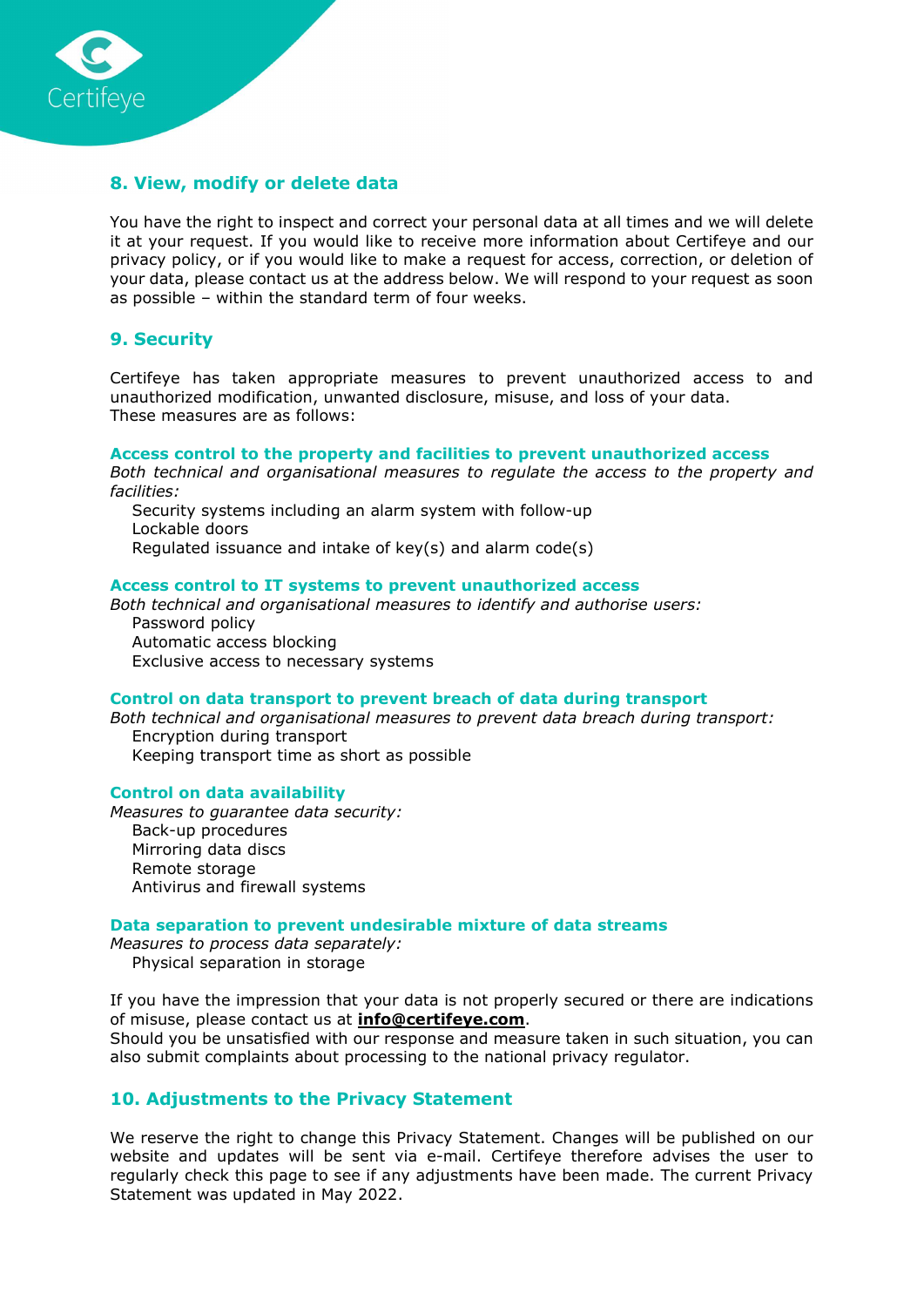## 8. View, modify or delete data

You have the right to inspect and correct your personal data at all times and we will delete it at your request. If you would like to receive more information about Certifeye and our privacy policy, or if you would like to make a request for access, correction, or deletion of your data, please contact us at the address below. We will respond to your request as soon as possible – within the standard term of four weeks.

## 9. Security

Certifeye has taken appropriate measures to prevent unauthorized access to and unauthorized modification, unwanted disclosure, misuse, and loss of your data.
These measures are as follows:

**Access control to the property and facilities to prevent unauthorized access**

*Both technical and organisational measures to regulate the access to the property and facilities:*

- Security systems including an alarm system with follow-up
- Lockable doors
- Regulated issuance and intake of key(s) and alarm code(s)

**Access control to IT systems to prevent unauthorized access**

*Both technical and organisational measures to identify and authorise users:*

- Password policy
- Automatic access blocking
- Exclusive access to necessary systems

**Control on data transport to prevent breach of data during transport**

*Both technical and organisational measures to prevent data breach during transport:*

- Encryption during transport
- Keeping transport time as short as possible

**Control on data availability**

*Measures to guarantee data security:*

- Back-up procedures
- Mirroring data discs
- Remote storage
- Antivirus and firewall systems

**Data separation to prevent undesirable mixture of data streams**

*Measures to process data separately:*

- Physical separation in storage

If you have the impression that your data is not properly secured or there are indications of misuse, please contact us at **info@certifeye.com**.
Should you be unsatisfied with our response and measure taken in such situation, you can also submit complaints about processing to the national privacy regulator.

## 10. Adjustments to the Privacy Statement

We reserve the right to change this Privacy Statement. Changes will be published on our website and updates will be sent via e-mail. Certifeye therefore advises the user to regularly check this page to see if any adjustments have been made. The current Privacy Statement was updated in May 2022.